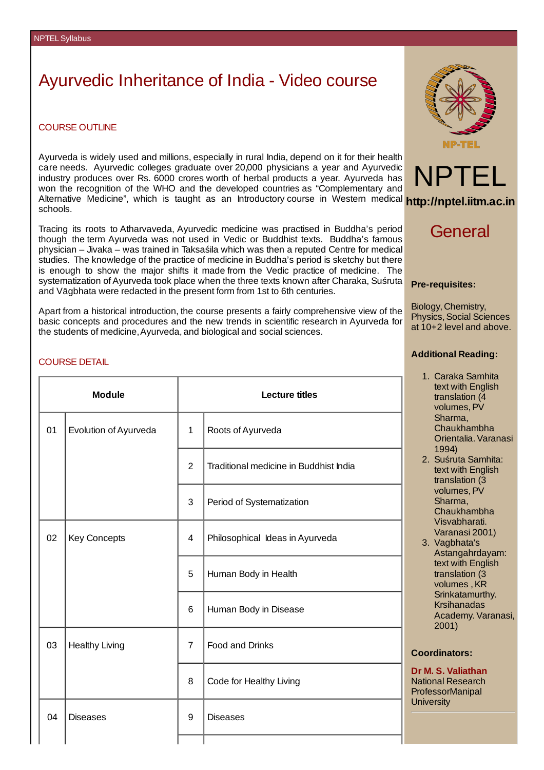# Ayurvedic Inheritance of India - Video course

## COURSE OUTLINE

Ayurveda is widely used and millions, especially in rural India, depend on it for their health care needs. Ayurvedic colleges graduate over 20,000 physicians a year and Ayurvedic industry produces over Rs. 6000 crores worth of herbal products a year. Ayurveda has won the recognition of the WHO and the developed countries as “Complementary and Alternative Medicine”, which is taught as an Introductory course in Western medical schools.

Tracing its roots to Atharvaveda, Ayurvedic medicine was practised in Buddha’s period though the term Ayurveda was not used in Vedic or Buddhist texts. Buddha’s famous physician – Jivaka – was trained in Taksaśila which was then a reputed Centre for medical studies. The knowledge of the practice of medicine in Buddha’s period is sketchy but there is enough to show the major shifts it made from the Vedic practice of medicine. The systematization of Ayurveda took place when the three texts known after Charaka, Suśruta and Vāgbhata were redacted in the present form from 1st to 6th centuries.

Apart from a historical introduction, the course presents a fairly comprehensive view of the basic concepts and procedures and the new trends in scientific research in Ayurveda for the students of medicine, Ayurveda, and biological and social sciences.

## COURSE DETAIL

| Module | | Lecture titles | |
|---|---|---|---|
| 01 | Evolution of Ayurveda | 1 | Roots of Ayurveda |
| | | 2 | Traditional medicine in Buddhist India |
| | | 3 | Period of Systematization |
| 02 | Key Concepts | 4 | Philosophical Ideas in Ayurveda |
| | | 5 | Human Body in Health |
| | | 6 | Human Body in Disease |
| 03 | Healthy Living | 7 | Food and Drinks |
| | | 8 | Code for Healthy Living |
| 04 | Diseases | 9 | Diseases |

NPTEL

**http://nptel.iitm.ac.in**

## General

**Pre-requisites:**

Biology, Chemistry, Physics, Social Sciences at 10+2 level and above.

**Additional Reading:**

1. Caraka Samhita text with English translation (4 volumes, PV Sharma, Chaukhambha Orientalia. Varanasi 1994)
2. Suśruta Samhita: text with English translation (3 volumes, PV Sharma, Chaukhambha Visvabharati. Varanasi 2001)
3. Vagbhata's Astangahrdayam: text with English translation (3 volumes , KR Srinkatamurthy. Krsihanadas Academy. Varanasi, 2001)

**Coordinators:**

**Dr M. S. Valiathan**
National Research ProfessorManipal University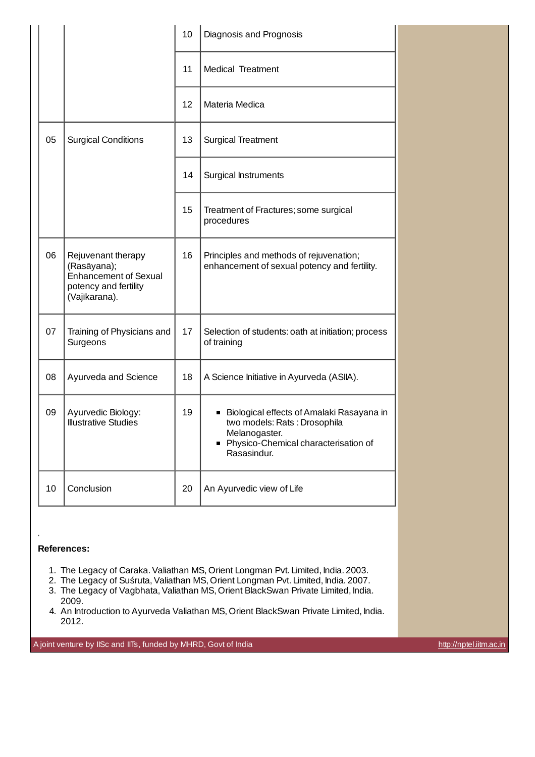| | | | |
|---|---|---|---|
| | | 10 | Diagnosis and Prognosis |
| | | 11 | Medical Treatment |
| | | 12 | Materia Medica |
| 05 | Surgical Conditions | 13 | Surgical Treatment |
| | | 14 | Surgical Instruments |
| | | 15 | Treatment of Fractures; some surgical procedures |
| 06 | Rejuvenant therapy (Rasāyana); Enhancement of Sexual potency and fertility (Vajīkarana). | 16 | Principles and methods of rejuvenation; enhancement of sexual potency and fertility. |
| 07 | Training of Physicians and Surgeons | 17 | Selection of students: oath at initiation; process of training |
| 08 | Ayurveda and Science | 18 | A Science Initiative in Ayurveda (ASIIA). |
| 09 | Ayurvedic Biology: Illustrative Studies | 19 | ■ Biological effects of Amalaki Rasayana in two models: Rats : Drosophila Melanogaster. ■ Physico-Chemical characterisation of Rasasindur. |
| 10 | Conclusion | 20 | An Ayurvedic view of Life |

.

**References:**

1. The Legacy of Caraka. Valiathan MS, Orient Longman Pvt. Limited, India. 2003.
2. The Legacy of Suśruta, Valiathan MS, Orient Longman Pvt. Limited, India. 2007.
3. The Legacy of Vagbhata, Valiathan MS, Orient BlackSwan Private Limited, India. 2009.
4. An Introduction to Ayurveda Valiathan MS, Orient BlackSwan Private Limited, India. 2012.